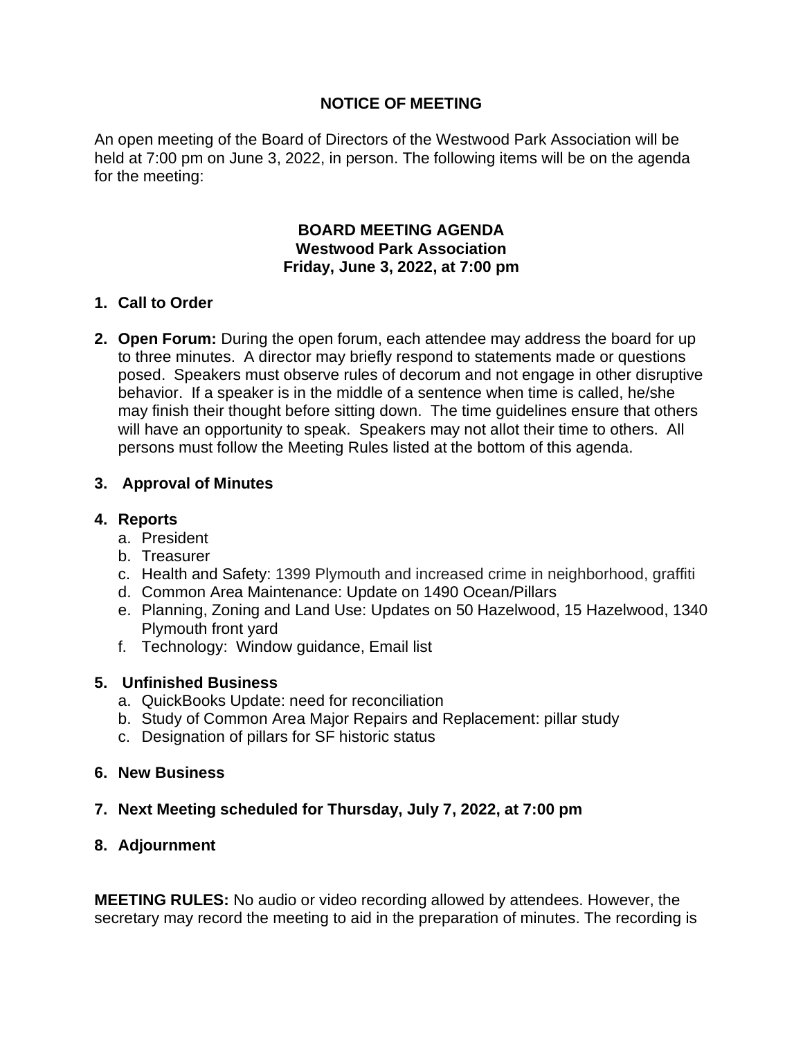# NOTICE OF MEETING

An open meeting of the Board of Directors of the Westwood Park Association will be held at 7:00 pm on June 3, 2022, in person. The following items will be on the agenda for the meeting:

## BOARD MEETING AGENDA
**Westwood Park Association**
**Friday, June 3, 2022, at 7:00 pm**

1. **Call to Order**

2. **Open Forum:** During the open forum, each attendee may address the board for up to three minutes. A director may briefly respond to statements made or questions posed. Speakers must observe rules of decorum and not engage in other disruptive behavior. If a speaker is in the middle of a sentence when time is called, he/she may finish their thought before sitting down. The time guidelines ensure that others will have an opportunity to speak. Speakers may not allot their time to others. All persons must follow the Meeting Rules listed at the bottom of this agenda.

3. **Approval of Minutes**

4. **Reports**
   a. President
   b. Treasurer
   c. Health and Safety: 1399 Plymouth and increased crime in neighborhood, graffiti
   d. Common Area Maintenance: Update on 1490 Ocean/Pillars
   e. Planning, Zoning and Land Use: Updates on 50 Hazelwood, 15 Hazelwood, 1340 Plymouth front yard
   f. Technology: Window guidance, Email list

5. **Unfinished Business**
   a. QuickBooks Update: need for reconciliation
   b. Study of Common Area Major Repairs and Replacement: pillar study
   c. Designation of pillars for SF historic status

6. **New Business**

7. **Next Meeting scheduled for Thursday, July 7, 2022, at 7:00 pm**

8. **Adjournment**

**MEETING RULES:** No audio or video recording allowed by attendees. However, the secretary may record the meeting to aid in the preparation of minutes. The recording is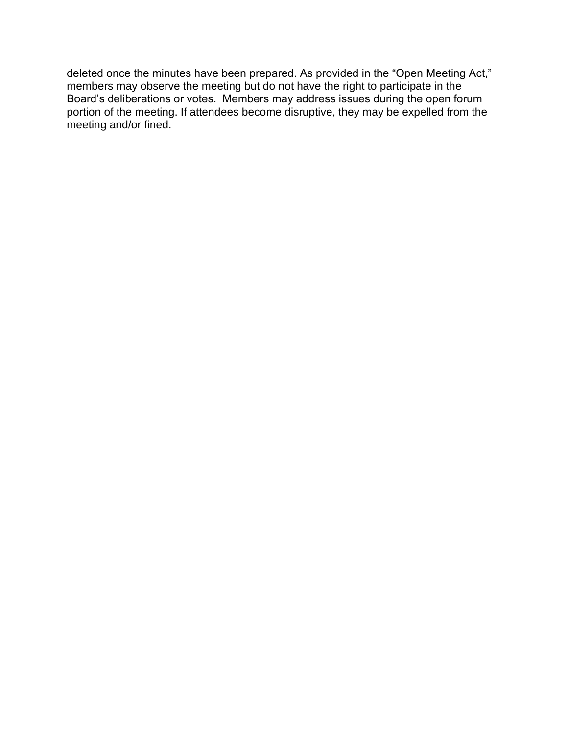deleted once the minutes have been prepared. As provided in the "Open Meeting Act," members may observe the meeting but do not have the right to participate in the Board's deliberations or votes. Members may address issues during the open forum portion of the meeting. If attendees become disruptive, they may be expelled from the meeting and/or fined.